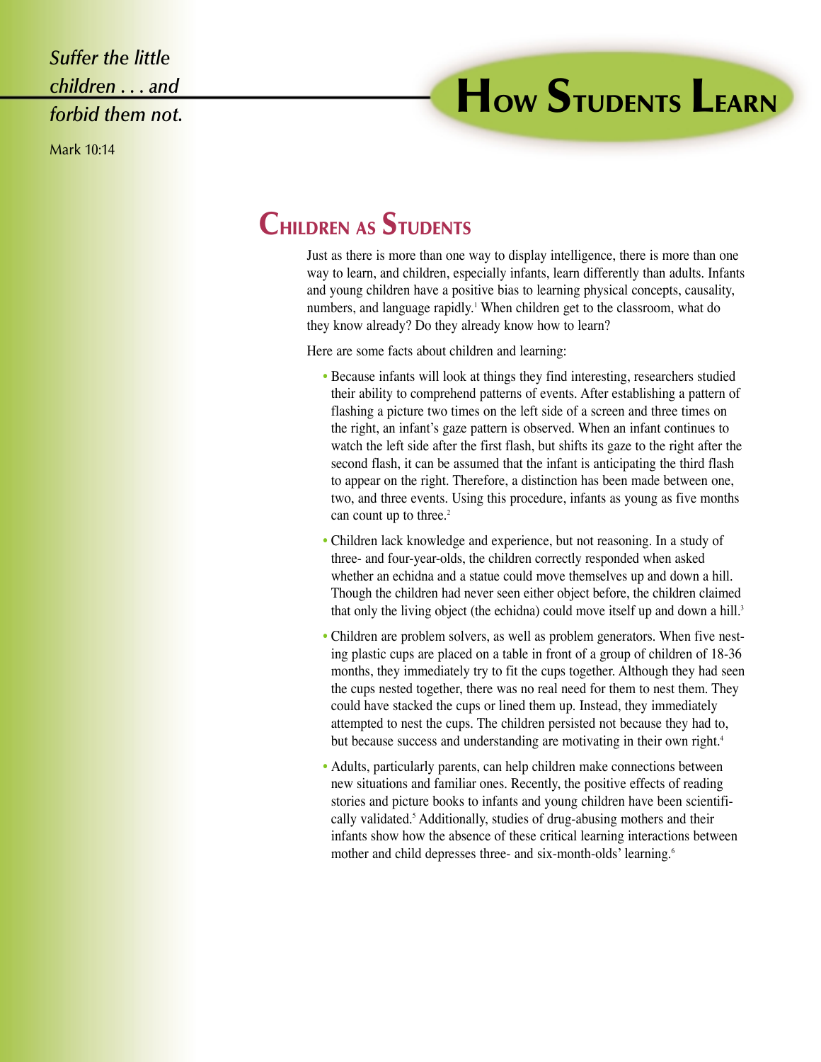*Suffer the little children . . . and forbid them not.*

Mark 10:14

# How Students Learn

## Children as Students

Just as there is more than one way to display intelligence, there is more than one way to learn, and children, especially infants, learn differently than adults. Infants and young children have a positive bias to learning physical concepts, causality, numbers, and language rapidly.[1] When children get to the classroom, what do they know already? Do they already know how to learn?

Here are some facts about children and learning:

- Because infants will look at things they find interesting, researchers studied their ability to comprehend patterns of events. After establishing a pattern of flashing a picture two times on the left side of a screen and three times on the right, an infant's gaze pattern is observed. When an infant continues to watch the left side after the first flash, but shifts its gaze to the right after the second flash, it can be assumed that the infant is anticipating the third flash to appear on the right. Therefore, a distinction has been made between one, two, and three events. Using this procedure, infants as young as five months can count up to three.[2]
- Children lack knowledge and experience, but not reasoning. In a study of three- and four-year-olds, the children correctly responded when asked whether an echidna and a statue could move themselves up and down a hill. Though the children had never seen either object before, the children claimed that only the living object (the echidna) could move itself up and down a hill.[3]
- Children are problem solvers, as well as problem generators. When five nesting plastic cups are placed on a table in front of a group of children of 18-36 months, they immediately try to fit the cups together. Although they had seen the cups nested together, there was no real need for them to nest them. They could have stacked the cups or lined them up. Instead, they immediately attempted to nest the cups. The children persisted not because they had to, but because success and understanding are motivating in their own right.[4]
- Adults, particularly parents, can help children make connections between new situations and familiar ones. Recently, the positive effects of reading stories and picture books to infants and young children have been scientifically validated.[5] Additionally, studies of drug-abusing mothers and their infants show how the absence of these critical learning interactions between mother and child depresses three- and six-month-olds' learning.[6]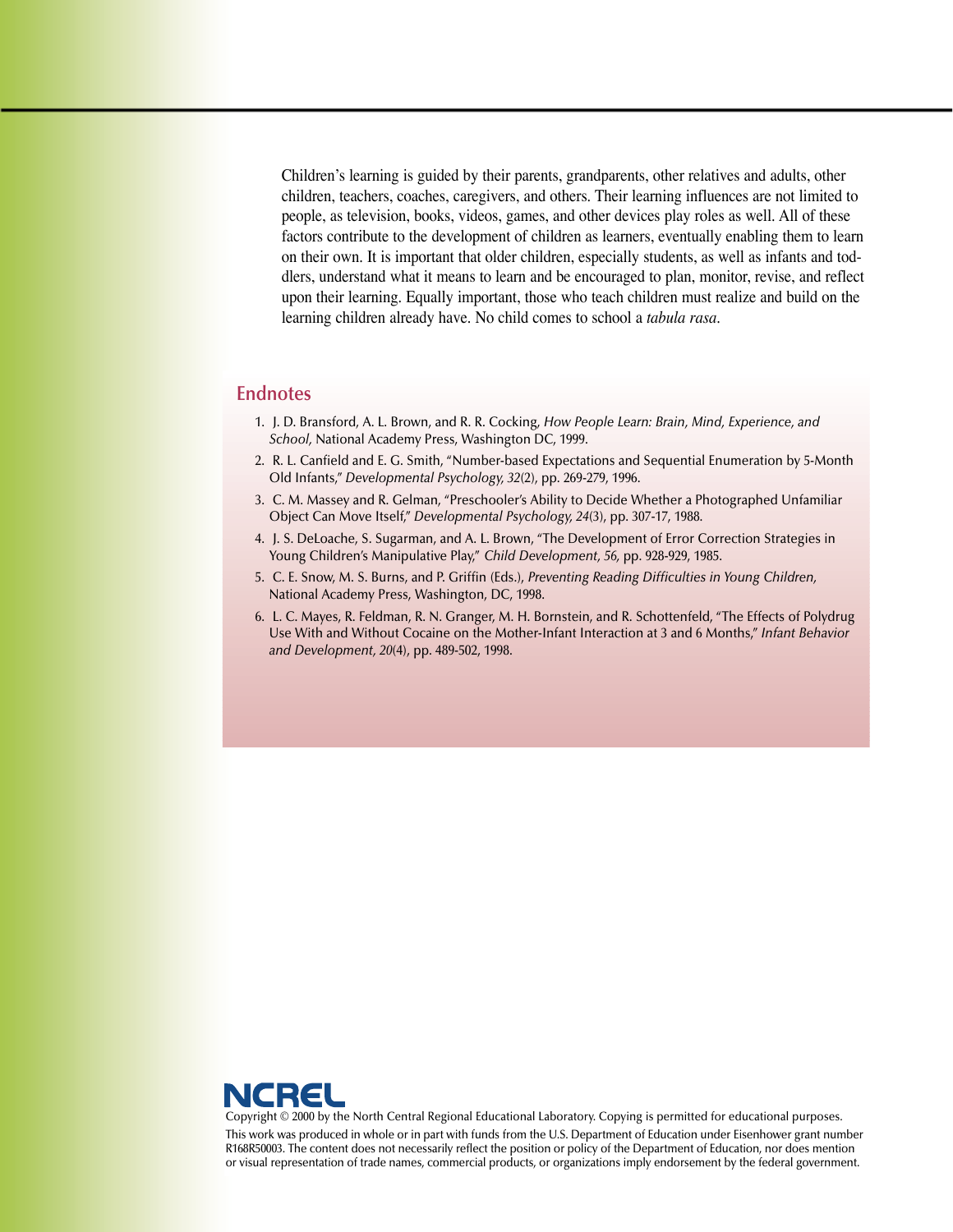Children's learning is guided by their parents, grandparents, other relatives and adults, other children, teachers, coaches, caregivers, and others. Their learning influences are not limited to people, as television, books, videos, games, and other devices play roles as well. All of these factors contribute to the development of children as learners, eventually enabling them to learn on their own. It is important that older children, especially students, as well as infants and toddlers, understand what it means to learn and be encouraged to plan, monitor, revise, and reflect upon their learning. Equally important, those who teach children must realize and build on the learning children already have. No child comes to school a *tabula rasa*.

## Endnotes

1. J. D. Bransford, A. L. Brown, and R. R. Cocking, *How People Learn: Brain, Mind, Experience, and School*, National Academy Press, Washington DC, 1999.
2. R. L. Canfield and E. G. Smith, "Number-based Expectations and Sequential Enumeration by 5-Month Old Infants," *Developmental Psychology, 32*(2), pp. 269-279, 1996.
3. C. M. Massey and R. Gelman, "Preschooler's Ability to Decide Whether a Photographed Unfamiliar Object Can Move Itself," *Developmental Psychology, 24*(3), pp. 307-17, 1988.
4. J. S. DeLoache, S. Sugarman, and A. L. Brown, "The Development of Error Correction Strategies in Young Children's Manipulative Play," *Child Development, 56,* pp. 928-929, 1985.
5. C. E. Snow, M. S. Burns, and P. Griffin (Eds.), *Preventing Reading Difficulties in Young Children,* National Academy Press, Washington, DC, 1998.
6. L. C. Mayes, R. Feldman, R. N. Granger, M. H. Bornstein, and R. Schottenfeld, "The Effects of Polydrug Use With and Without Cocaine on the Mother-Infant Interaction at 3 and 6 Months," *Infant Behavior and Development, 20*(4), pp. 489-502, 1998.

NCREL

Copyright © 2000 by the North Central Regional Educational Laboratory. Copying is permitted for educational purposes.

This work was produced in whole or in part with funds from the U.S. Department of Education under Eisenhower grant number R168R50003. The content does not necessarily reflect the position or policy of the Department of Education, nor does mention or visual representation of trade names, commercial products, or organizations imply endorsement by the federal government.